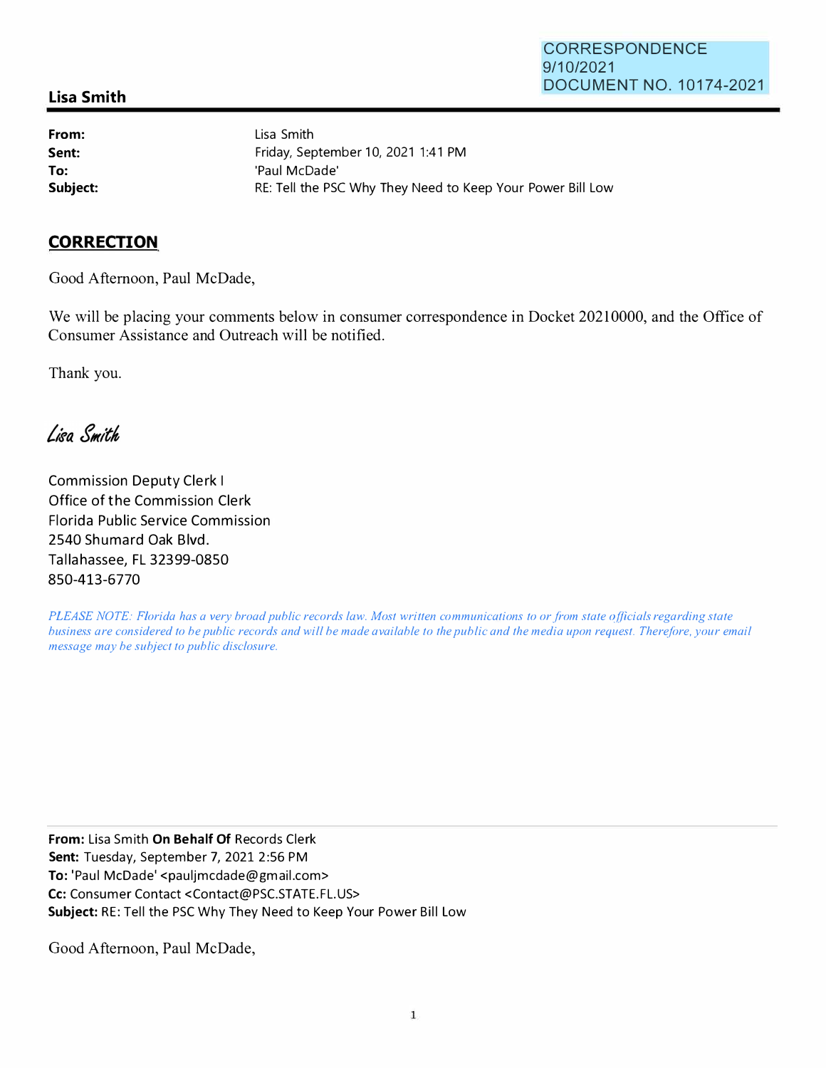CORRESPONDENCE
9/10/2021
DOCUMENT NO. 10174-2021

**Lisa Smith**

| | |
|---|---|
| **From:** | Lisa Smith |
| **Sent:** | Friday, September 10, 2021 1:41 PM |
| **To:** | 'Paul McDade' |
| **Subject:** | RE: Tell the PSC Why They Need to Keep Your Power Bill Low |

**CORRECTION**

Good Afternoon, Paul McDade,

We will be placing your comments below in consumer correspondence in Docket 20210000, and the Office of Consumer Assistance and Outreach will be notified.

Thank you.

*Lisa Smith*

Commission Deputy Clerk I
Office of the Commission Clerk
Florida Public Service Commission
2540 Shumard Oak Blvd.
Tallahassee, FL 32399-0850
850-413-6770

*PLEASE NOTE: Florida has a very broad public records law. Most written communications to or from state officials regarding state business are considered to be public records and will be made available to the public and the media upon request. Therefore, your email message may be subject to public disclosure.*

---

**From:** Lisa Smith **On Behalf Of** Records Clerk
**Sent:** Tuesday, September 7, 2021 2:56 PM
**To:** 'Paul McDade' <pauljmcdade@gmail.com>
**Cc:** Consumer Contact <Contact@PSC.STATE.FL.US>
**Subject:** RE: Tell the PSC Why They Need to Keep Your Power Bill Low

Good Afternoon, Paul McDade,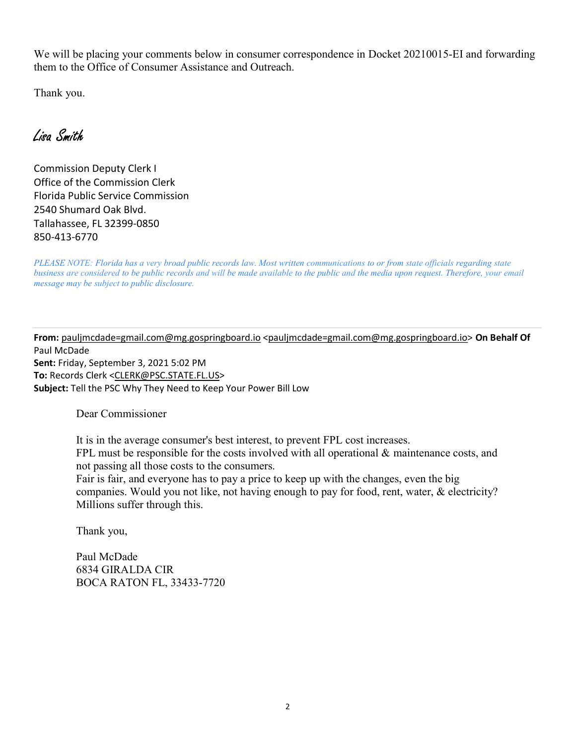We will be placing your comments below in consumer correspondence in Docket 20210015-EI and forwarding them to the Office of Consumer Assistance and Outreach.

Thank you.

*Lisa Smith*

Commission Deputy Clerk I
Office of the Commission Clerk
Florida Public Service Commission
2540 Shumard Oak Blvd.
Tallahassee, FL 32399-0850
850-413-6770

*PLEASE NOTE: Florida has a very broad public records law. Most written communications to or from state officials regarding state business are considered to be public records and will be made available to the public and the media upon request. Therefore, your email message may be subject to public disclosure.*

---

**From:** pauljmcdade=gmail.com@mg.gospringboard.io <pauljmcdade=gmail.com@mg.gospringboard.io> **On Behalf Of** Paul McDade
**Sent:** Friday, September 3, 2021 5:02 PM
**To:** Records Clerk <CLERK@PSC.STATE.FL.US>
**Subject:** Tell the PSC Why They Need to Keep Your Power Bill Low

Dear Commissioner

It is in the average consumer's best interest, to prevent FPL cost increases.
FPL must be responsible for the costs involved with all operational & maintenance costs, and not passing all those costs to the consumers.
Fair is fair, and everyone has to pay a price to keep up with the changes, even the big companies. Would you not like, not having enough to pay for food, rent, water, & electricity? Millions suffer through this.

Thank you,

Paul McDade
6834 GIRALDA CIR
BOCA RATON FL, 33433-7720